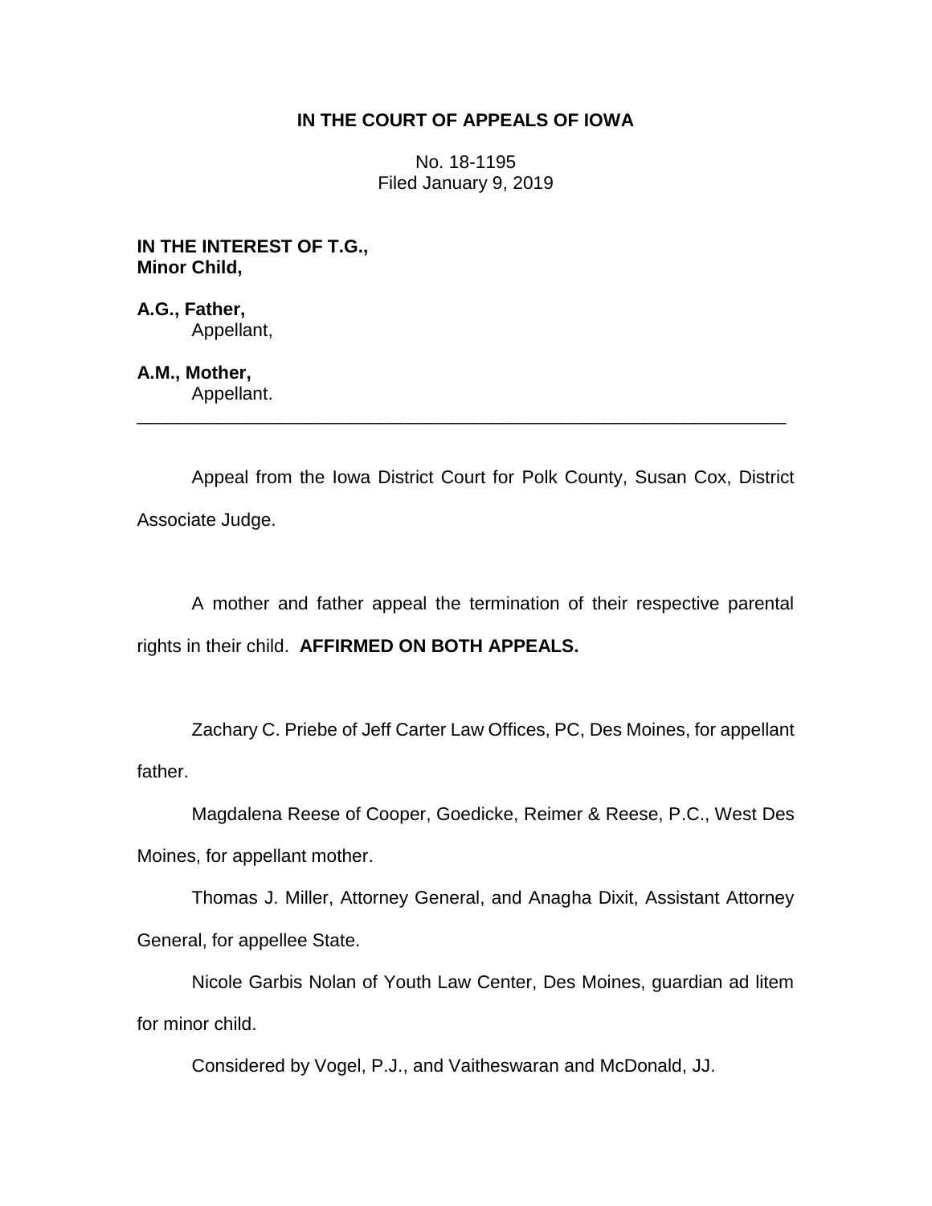**IN THE COURT OF APPEALS OF IOWA**

No. 18-1195
Filed January 9, 2019

**IN THE INTEREST OF T.G.,**
**Minor Child,**

**A.G., Father,**
Appellant,

**A.M., Mother,**
Appellant.

---

Appeal from the Iowa District Court for Polk County, Susan Cox, District Associate Judge.

A mother and father appeal the termination of their respective parental rights in their child. **AFFIRMED ON BOTH APPEALS.**

Zachary C. Priebe of Jeff Carter Law Offices, PC, Des Moines, for appellant father.

Magdalena Reese of Cooper, Goedicke, Reimer & Reese, P.C., West Des Moines, for appellant mother.

Thomas J. Miller, Attorney General, and Anagha Dixit, Assistant Attorney General, for appellee State.

Nicole Garbis Nolan of Youth Law Center, Des Moines, guardian ad litem for minor child.

Considered by Vogel, P.J., and Vaitheswaran and McDonald, JJ.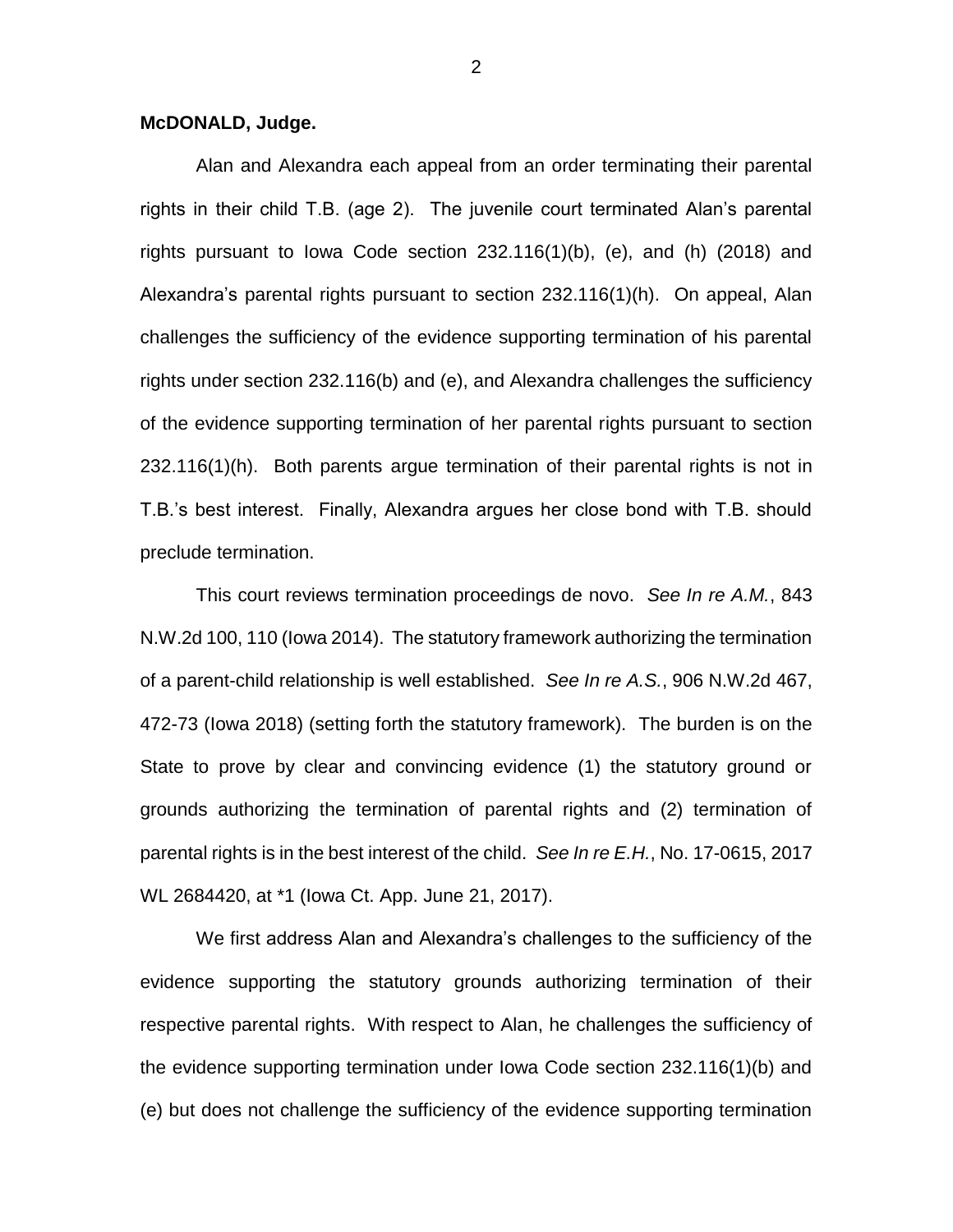**McDONALD, Judge.**

Alan and Alexandra each appeal from an order terminating their parental rights in their child T.B. (age 2). The juvenile court terminated Alan's parental rights pursuant to Iowa Code section 232.116(1)(b), (e), and (h) (2018) and Alexandra's parental rights pursuant to section 232.116(1)(h). On appeal, Alan challenges the sufficiency of the evidence supporting termination of his parental rights under section 232.116(b) and (e), and Alexandra challenges the sufficiency of the evidence supporting termination of her parental rights pursuant to section 232.116(1)(h). Both parents argue termination of their parental rights is not in T.B.'s best interest. Finally, Alexandra argues her close bond with T.B. should preclude termination.

This court reviews termination proceedings de novo. *See In re A.M.*, 843 N.W.2d 100, 110 (Iowa 2014). The statutory framework authorizing the termination of a parent-child relationship is well established. *See In re A.S.*, 906 N.W.2d 467, 472-73 (Iowa 2018) (setting forth the statutory framework). The burden is on the State to prove by clear and convincing evidence (1) the statutory ground or grounds authorizing the termination of parental rights and (2) termination of parental rights is in the best interest of the child. *See In re E.H.*, No. 17-0615, 2017 WL 2684420, at *1 (Iowa Ct. App. June 21, 2017).

We first address Alan and Alexandra's challenges to the sufficiency of the evidence supporting the statutory grounds authorizing termination of their respective parental rights. With respect to Alan, he challenges the sufficiency of the evidence supporting termination under Iowa Code section 232.116(1)(b) and (e) but does not challenge the sufficiency of the evidence supporting termination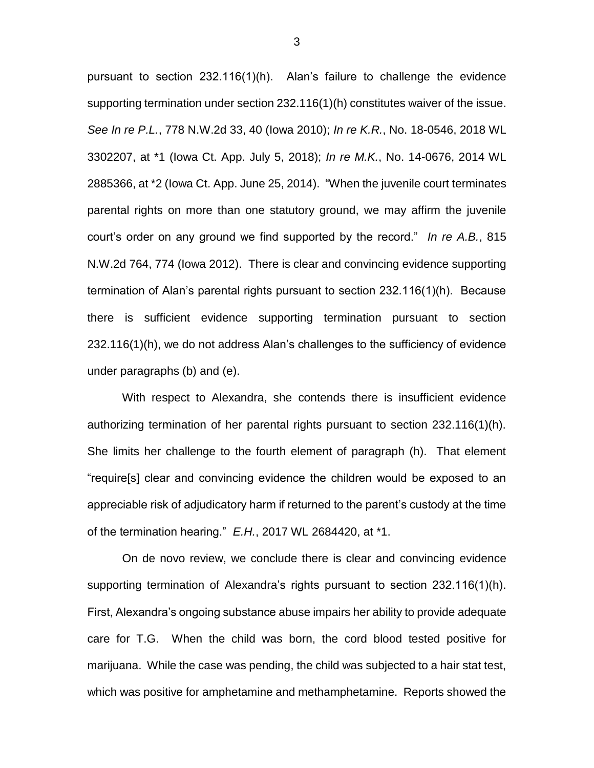pursuant to section 232.116(1)(h). Alan's failure to challenge the evidence supporting termination under section 232.116(1)(h) constitutes waiver of the issue. *See In re P.L.*, 778 N.W.2d 33, 40 (Iowa 2010); *In re K.R.*, No. 18-0546, 2018 WL 3302207, at *1 (Iowa Ct. App. July 5, 2018); *In re M.K.*, No. 14-0676, 2014 WL 2885366, at *2 (Iowa Ct. App. June 25, 2014). "When the juvenile court terminates parental rights on more than one statutory ground, we may affirm the juvenile court's order on any ground we find supported by the record." *In re A.B.*, 815 N.W.2d 764, 774 (Iowa 2012). There is clear and convincing evidence supporting termination of Alan's parental rights pursuant to section 232.116(1)(h). Because there is sufficient evidence supporting termination pursuant to section 232.116(1)(h), we do not address Alan's challenges to the sufficiency of evidence under paragraphs (b) and (e).

With respect to Alexandra, she contends there is insufficient evidence authorizing termination of her parental rights pursuant to section 232.116(1)(h). She limits her challenge to the fourth element of paragraph (h). That element "require[s] clear and convincing evidence the children would be exposed to an appreciable risk of adjudicatory harm if returned to the parent's custody at the time of the termination hearing." *E.H.*, 2017 WL 2684420, at *1.

On de novo review, we conclude there is clear and convincing evidence supporting termination of Alexandra's rights pursuant to section 232.116(1)(h). First, Alexandra's ongoing substance abuse impairs her ability to provide adequate care for T.G. When the child was born, the cord blood tested positive for marijuana. While the case was pending, the child was subjected to a hair stat test, which was positive for amphetamine and methamphetamine. Reports showed the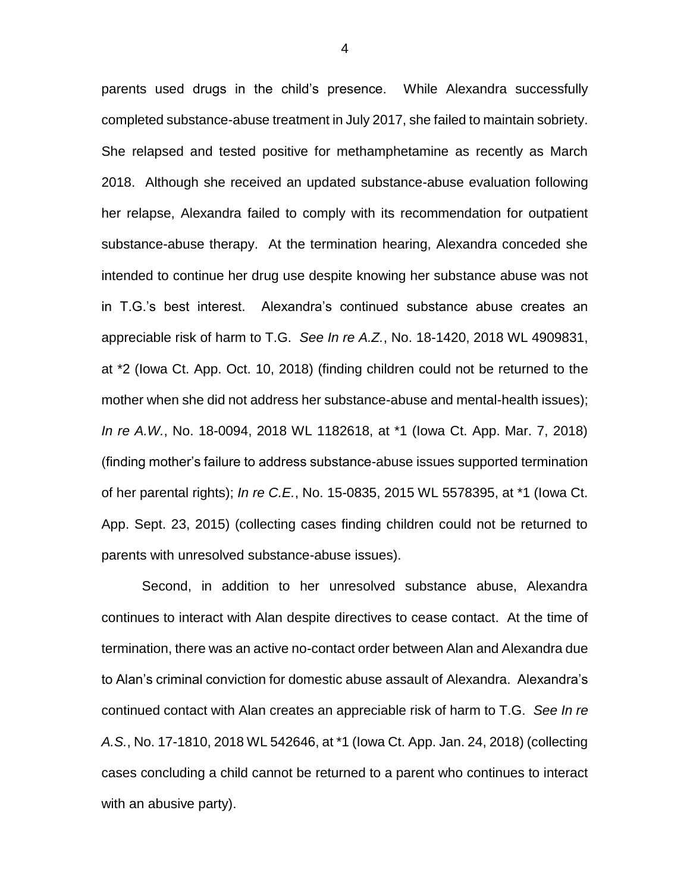parents used drugs in the child's presence. While Alexandra successfully completed substance-abuse treatment in July 2017, she failed to maintain sobriety. She relapsed and tested positive for methamphetamine as recently as March 2018. Although she received an updated substance-abuse evaluation following her relapse, Alexandra failed to comply with its recommendation for outpatient substance-abuse therapy. At the termination hearing, Alexandra conceded she intended to continue her drug use despite knowing her substance abuse was not in T.G.'s best interest. Alexandra's continued substance abuse creates an appreciable risk of harm to T.G. *See In re A.Z.*, No. 18-1420, 2018 WL 4909831, at *2 (Iowa Ct. App. Oct. 10, 2018) (finding children could not be returned to the mother when she did not address her substance-abuse and mental-health issues); *In re A.W.*, No. 18-0094, 2018 WL 1182618, at *1 (Iowa Ct. App. Mar. 7, 2018) (finding mother's failure to address substance-abuse issues supported termination of her parental rights); *In re C.E.*, No. 15-0835, 2015 WL 5578395, at *1 (Iowa Ct. App. Sept. 23, 2015) (collecting cases finding children could not be returned to parents with unresolved substance-abuse issues).

Second, in addition to her unresolved substance abuse, Alexandra continues to interact with Alan despite directives to cease contact. At the time of termination, there was an active no-contact order between Alan and Alexandra due to Alan's criminal conviction for domestic abuse assault of Alexandra. Alexandra's continued contact with Alan creates an appreciable risk of harm to T.G. *See In re A.S.*, No. 17-1810, 2018 WL 542646, at *1 (Iowa Ct. App. Jan. 24, 2018) (collecting cases concluding a child cannot be returned to a parent who continues to interact with an abusive party).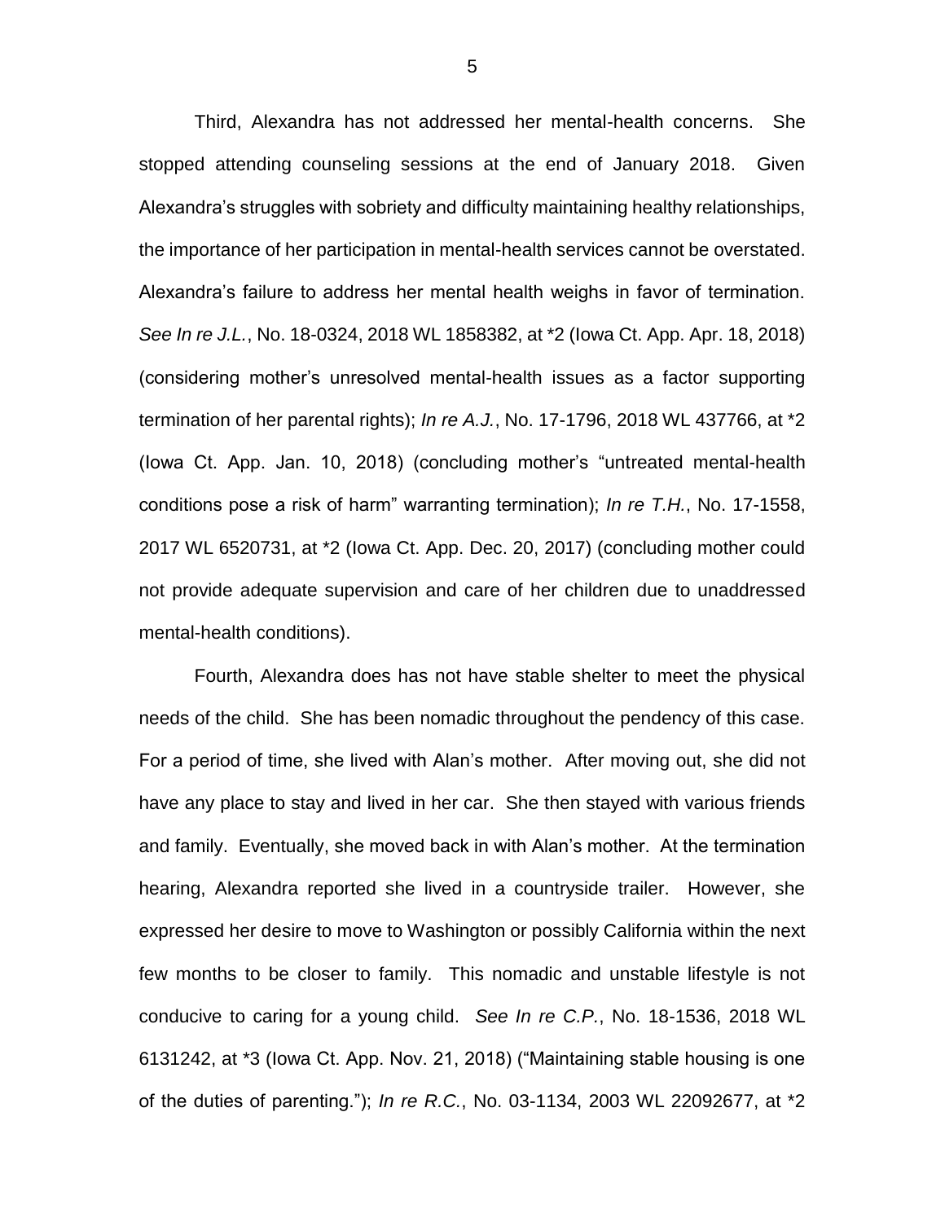Third, Alexandra has not addressed her mental-health concerns. She stopped attending counseling sessions at the end of January 2018. Given Alexandra's struggles with sobriety and difficulty maintaining healthy relationships, the importance of her participation in mental-health services cannot be overstated. Alexandra's failure to address her mental health weighs in favor of termination. *See In re J.L.*, No. 18-0324, 2018 WL 1858382, at *2 (Iowa Ct. App. Apr. 18, 2018) (considering mother's unresolved mental-health issues as a factor supporting termination of her parental rights); *In re A.J.*, No. 17-1796, 2018 WL 437766, at *2 (Iowa Ct. App. Jan. 10, 2018) (concluding mother's "untreated mental-health conditions pose a risk of harm" warranting termination); *In re T.H.*, No. 17-1558, 2017 WL 6520731, at *2 (Iowa Ct. App. Dec. 20, 2017) (concluding mother could not provide adequate supervision and care of her children due to unaddressed mental-health conditions).

Fourth, Alexandra does has not have stable shelter to meet the physical needs of the child. She has been nomadic throughout the pendency of this case. For a period of time, she lived with Alan's mother. After moving out, she did not have any place to stay and lived in her car. She then stayed with various friends and family. Eventually, she moved back in with Alan's mother. At the termination hearing, Alexandra reported she lived in a countryside trailer. However, she expressed her desire to move to Washington or possibly California within the next few months to be closer to family. This nomadic and unstable lifestyle is not conducive to caring for a young child. *See In re C.P.*, No. 18-1536, 2018 WL 6131242, at *3 (Iowa Ct. App. Nov. 21, 2018) ("Maintaining stable housing is one of the duties of parenting."); *In re R.C.*, No. 03-1134, 2003 WL 22092677, at *2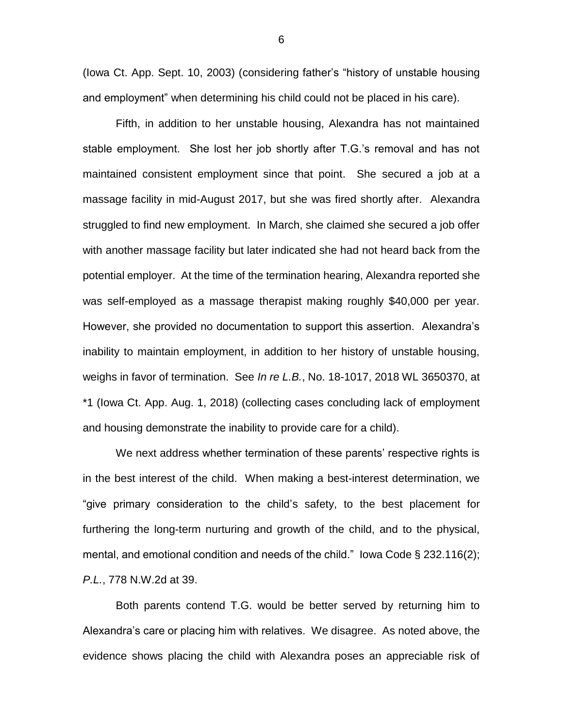(Iowa Ct. App. Sept. 10, 2003) (considering father's "history of unstable housing and employment" when determining his child could not be placed in his care).

Fifth, in addition to her unstable housing, Alexandra has not maintained stable employment. She lost her job shortly after T.G.'s removal and has not maintained consistent employment since that point. She secured a job at a massage facility in mid-August 2017, but she was fired shortly after. Alexandra struggled to find new employment. In March, she claimed she secured a job offer with another massage facility but later indicated she had not heard back from the potential employer. At the time of the termination hearing, Alexandra reported she was self-employed as a massage therapist making roughly $40,000 per year. However, she provided no documentation to support this assertion. Alexandra's inability to maintain employment, in addition to her history of unstable housing, weighs in favor of termination. See *In re L.B.*, No. 18-1017, 2018 WL 3650370, at *1 (Iowa Ct. App. Aug. 1, 2018) (collecting cases concluding lack of employment and housing demonstrate the inability to provide care for a child).

We next address whether termination of these parents' respective rights is in the best interest of the child. When making a best-interest determination, we "give primary consideration to the child's safety, to the best placement for furthering the long-term nurturing and growth of the child, and to the physical, mental, and emotional condition and needs of the child." Iowa Code § 232.116(2); *P.L.*, 778 N.W.2d at 39.

Both parents contend T.G. would be better served by returning him to Alexandra's care or placing him with relatives. We disagree. As noted above, the evidence shows placing the child with Alexandra poses an appreciable risk of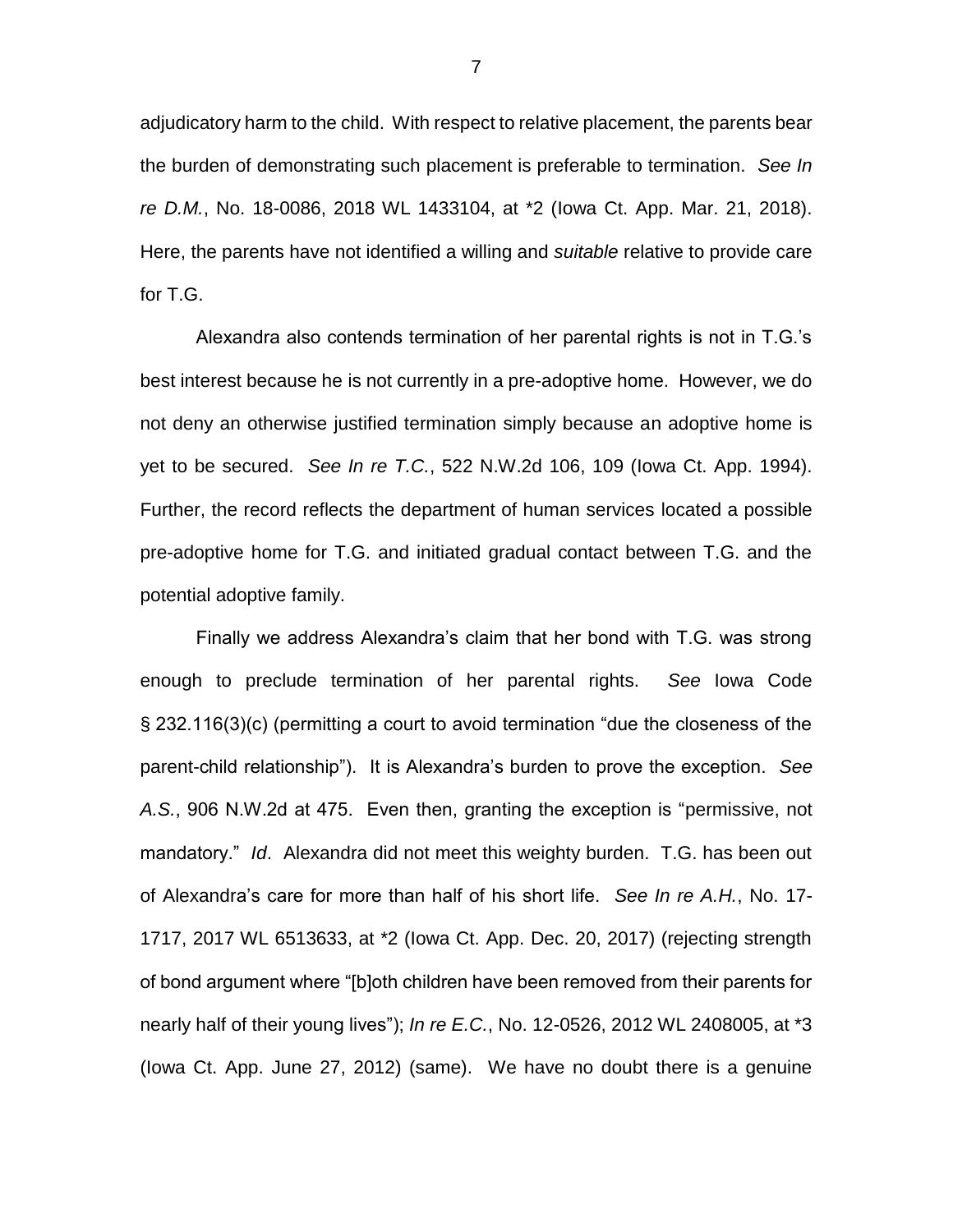adjudicatory harm to the child. With respect to relative placement, the parents bear the burden of demonstrating such placement is preferable to termination. *See In re D.M.*, No. 18-0086, 2018 WL 1433104, at *2 (Iowa Ct. App. Mar. 21, 2018). Here, the parents have not identified a willing and *suitable* relative to provide care for T.G.

Alexandra also contends termination of her parental rights is not in T.G.'s best interest because he is not currently in a pre-adoptive home. However, we do not deny an otherwise justified termination simply because an adoptive home is yet to be secured. *See In re T.C.*, 522 N.W.2d 106, 109 (Iowa Ct. App. 1994). Further, the record reflects the department of human services located a possible pre-adoptive home for T.G. and initiated gradual contact between T.G. and the potential adoptive family.

Finally we address Alexandra's claim that her bond with T.G. was strong enough to preclude termination of her parental rights. *See* Iowa Code § 232.116(3)(c) (permitting a court to avoid termination "due the closeness of the parent-child relationship"). It is Alexandra's burden to prove the exception. *See A.S.*, 906 N.W.2d at 475. Even then, granting the exception is "permissive, not mandatory." *Id*. Alexandra did not meet this weighty burden. T.G. has been out of Alexandra's care for more than half of his short life. *See In re A.H.*, No. 17-1717, 2017 WL 6513633, at *2 (Iowa Ct. App. Dec. 20, 2017) (rejecting strength of bond argument where "[b]oth children have been removed from their parents for nearly half of their young lives"); *In re E.C.*, No. 12-0526, 2012 WL 2408005, at *3 (Iowa Ct. App. June 27, 2012) (same). We have no doubt there is a genuine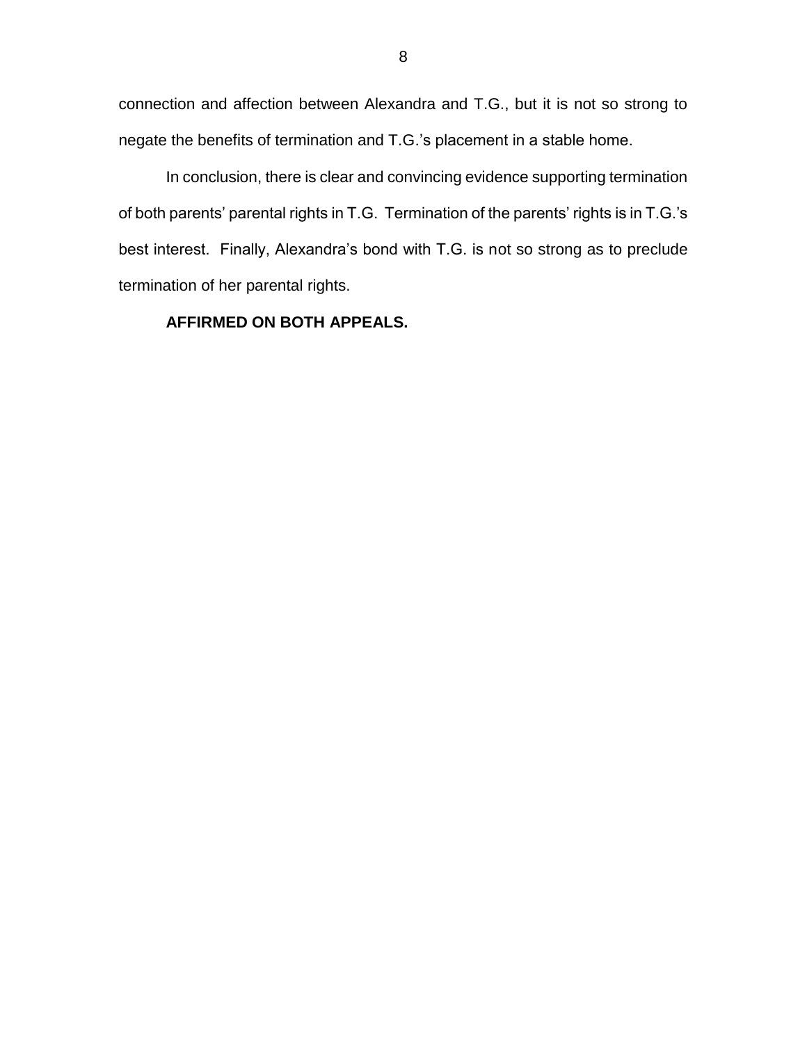connection and affection between Alexandra and T.G., but it is not so strong to negate the benefits of termination and T.G.'s placement in a stable home.

In conclusion, there is clear and convincing evidence supporting termination of both parents' parental rights in T.G. Termination of the parents' rights is in T.G.'s best interest. Finally, Alexandra's bond with T.G. is not so strong as to preclude termination of her parental rights.

**AFFIRMED ON BOTH APPEALS.**